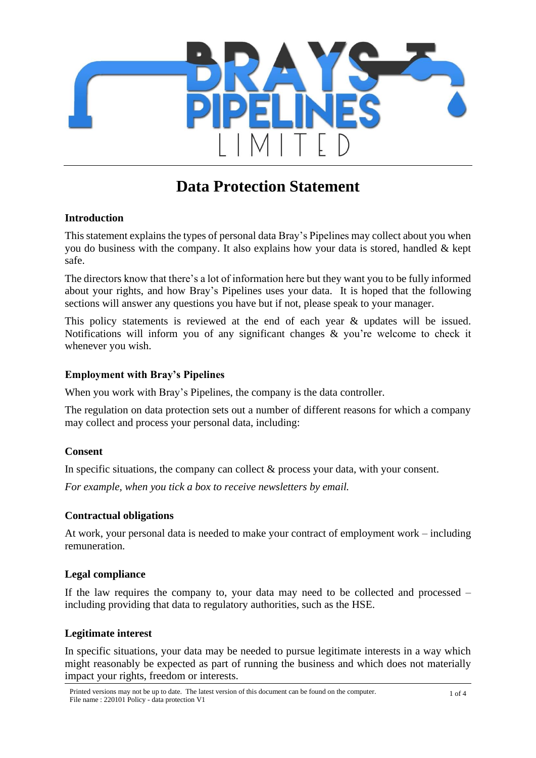# Data Protection Statement

## Introduction

This statement explains the types of personal data Bray's Pipelines may collect about you when you do business with the company. It also explains how your data is stored, handled & kept safe.

The directors know that there's a lot of information here but they want you to be fully informed about your rights, and how Bray's Pipelines uses your data. It is hoped that the following sections will answer any questions you have but if not, please speak to your manager.

This policy statements is reviewed at the end of each year & updates will be issued. Notifications will inform you of any significant changes & you're welcome to check it whenever you wish.

## Employment with Bray's Pipelines

When you work with Bray's Pipelines, the company is the data controller.

The regulation on data protection sets out a number of different reasons for which a company may collect and process your personal data, including:

### Consent

In specific situations, the company can collect & process your data, with your consent.

*For example, when you tick a box to receive newsletters by email.*

### Contractual obligations

At work, your personal data is needed to make your contract of employment work – including remuneration.

### Legal compliance

If the law requires the company to, your data may need to be collected and processed – including providing that data to regulatory authorities, such as the HSE.

### Legitimate interest

In specific situations, your data may be needed to pursue legitimate interests in a way which might reasonably be expected as part of running the business and which does not materially impact your rights, freedom or interests.

Printed versions may not be up to date. The latest version of this document can be found on the computer.
File name : 220101 Policy - data protection V1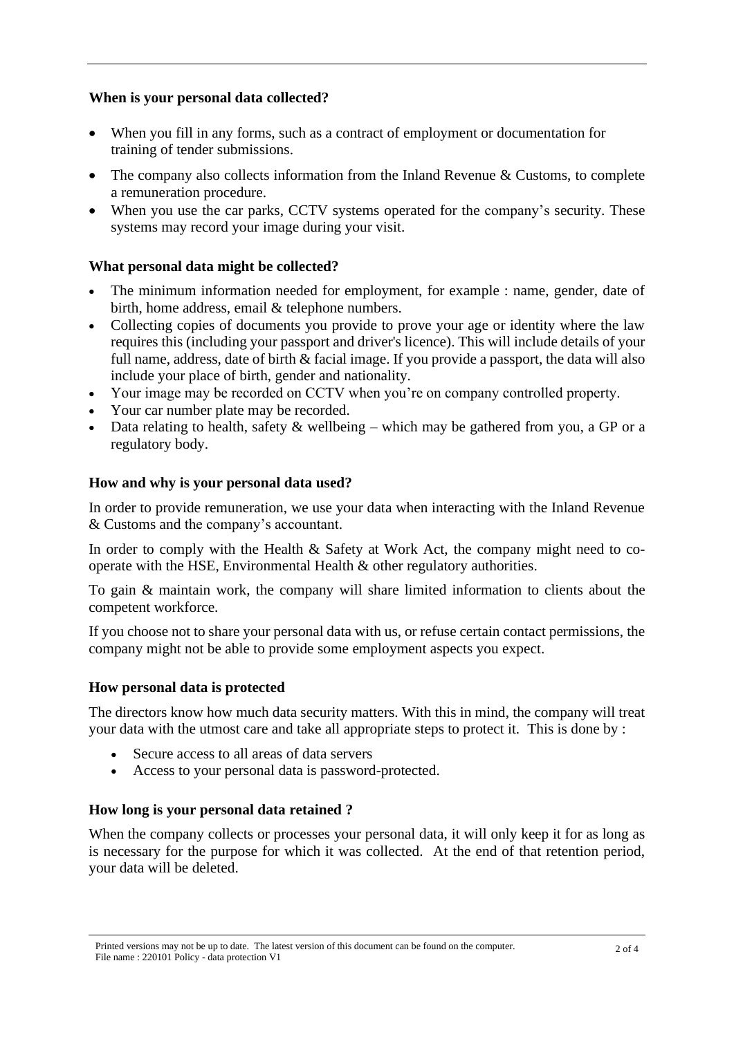### When is your personal data collected?

- When you fill in any forms, such as a contract of employment or documentation for training of tender submissions.
- The company also collects information from the Inland Revenue & Customs, to complete a remuneration procedure.
- When you use the car parks, CCTV systems operated for the company's security. These systems may record your image during your visit.

### What personal data might be collected?

- The minimum information needed for employment, for example : name, gender, date of birth, home address, email & telephone numbers.
- Collecting copies of documents you provide to prove your age or identity where the law requires this (including your passport and driver's licence). This will include details of your full name, address, date of birth & facial image. If you provide a passport, the data will also include your place of birth, gender and nationality.
- Your image may be recorded on CCTV when you're on company controlled property.
- Your car number plate may be recorded.
- Data relating to health, safety & wellbeing – which may be gathered from you, a GP or a regulatory body.

### How and why is your personal data used?

In order to provide remuneration, we use your data when interacting with the Inland Revenue & Customs and the company's accountant.

In order to comply with the Health & Safety at Work Act, the company might need to co-operate with the HSE, Environmental Health & other regulatory authorities.

To gain & maintain work, the company will share limited information to clients about the competent workforce.

If you choose not to share your personal data with us, or refuse certain contact permissions, the company might not be able to provide some employment aspects you expect.

### How personal data is protected

The directors know how much data security matters. With this in mind, the company will treat your data with the utmost care and take all appropriate steps to protect it. This is done by :

- Secure access to all areas of data servers
- Access to your personal data is password-protected.

### How long is your personal data retained ?

When the company collects or processes your personal data, it will only keep it for as long as is necessary for the purpose for which it was collected. At the end of that retention period, your data will be deleted.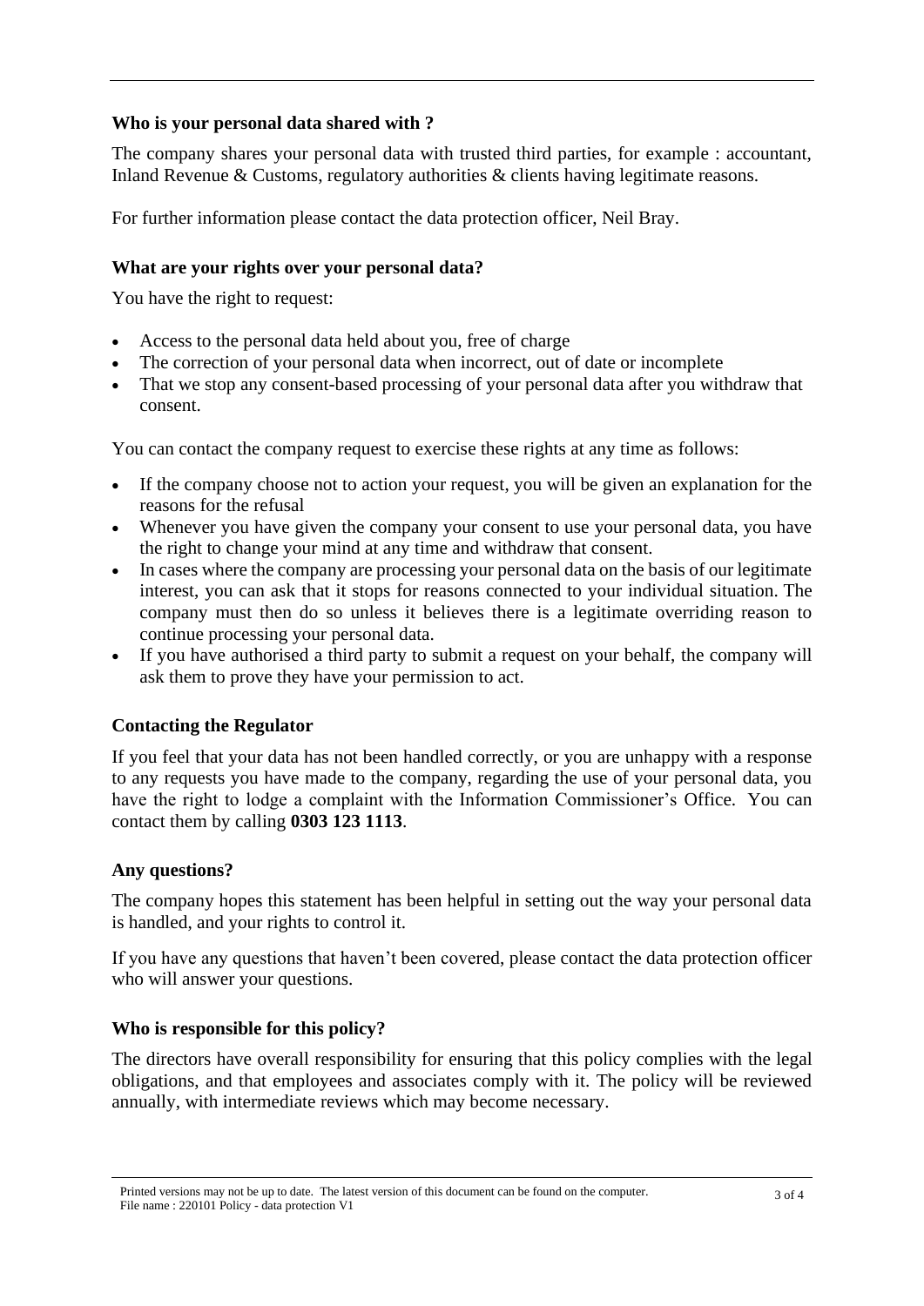### Who is your personal data shared with ?

The company shares your personal data with trusted third parties, for example : accountant, Inland Revenue & Customs, regulatory authorities & clients having legitimate reasons.

For further information please contact the data protection officer, Neil Bray.

### What are your rights over your personal data?

You have the right to request:

- Access to the personal data held about you, free of charge
- The correction of your personal data when incorrect, out of date or incomplete
- That we stop any consent-based processing of your personal data after you withdraw that consent.

You can contact the company request to exercise these rights at any time as follows:

- If the company choose not to action your request, you will be given an explanation for the reasons for the refusal
- Whenever you have given the company your consent to use your personal data, you have the right to change your mind at any time and withdraw that consent.
- In cases where the company are processing your personal data on the basis of our legitimate interest, you can ask that it stops for reasons connected to your individual situation. The company must then do so unless it believes there is a legitimate overriding reason to continue processing your personal data.
- If you have authorised a third party to submit a request on your behalf, the company will ask them to prove they have your permission to act.

### Contacting the Regulator

If you feel that your data has not been handled correctly, or you are unhappy with a response to any requests you have made to the company, regarding the use of your personal data, you have the right to lodge a complaint with the Information Commissioner's Office. You can contact them by calling **0303 123 1113**.

### Any questions?

The company hopes this statement has been helpful in setting out the way your personal data is handled, and your rights to control it.

If you have any questions that haven't been covered, please contact the data protection officer who will answer your questions.

### Who is responsible for this policy?

The directors have overall responsibility for ensuring that this policy complies with the legal obligations, and that employees and associates comply with it. The policy will be reviewed annually, with intermediate reviews which may become necessary.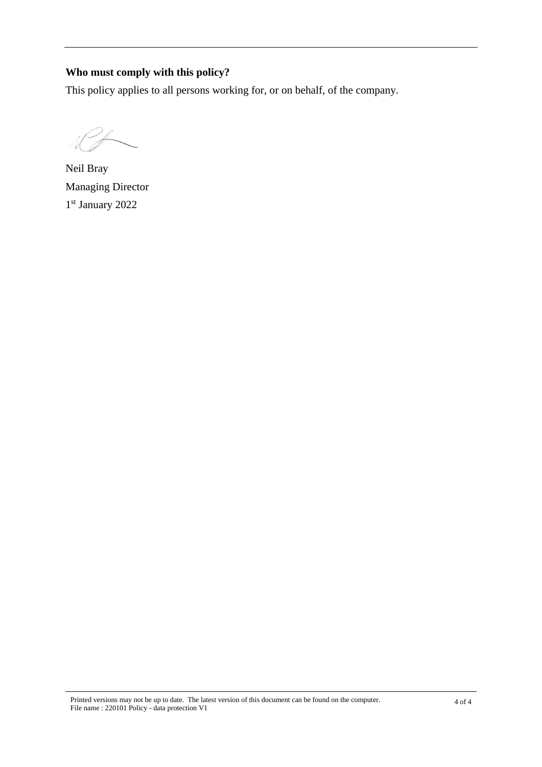**Who must comply with this policy?**

This policy applies to all persons working for, or on behalf, of the company.

Neil Bray

Managing Director

1st January 2022